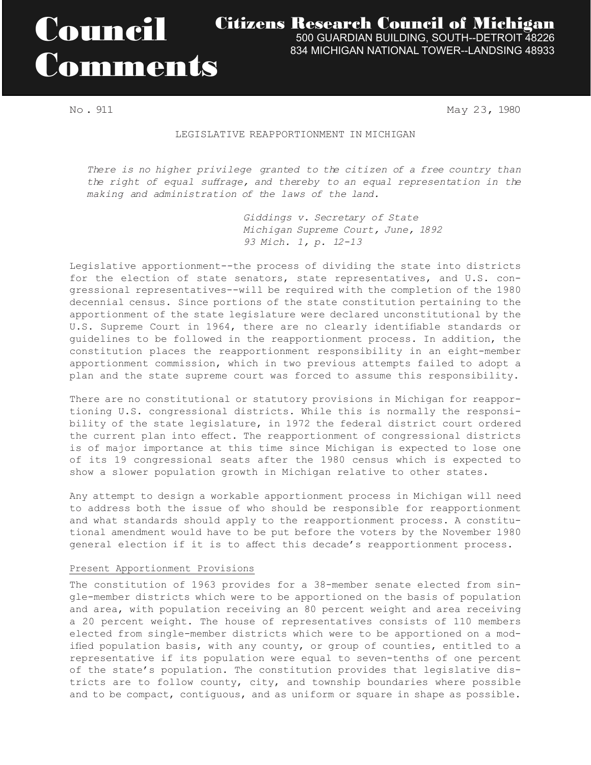# Council Comments

**Citizens Research Council of Michigan**
500 GUARDIAN BUILDING, SOUTH--DETROIT 48226
834 MICHIGAN NATIONAL TOWER--LANDSING 48933

No. 911

May 23, 1980

## LEGISLATIVE REAPPORTIONMENT IN MICHIGAN

*There is no higher privilege granted to the citizen of a free country than the right of equal suffrage, and thereby to an equal representation in the making and administration of the laws of the land.*

*Giddings v. Secretary of State*
*Michigan Supreme Court, June, 1892*
*93 Mich. 1, p. 12-13*

Legislative apportionment--the process of dividing the state into districts for the election of state senators, state representatives, and U.S. congressional representatives--will be required with the completion of the 1980 decennial census. Since portions of the state constitution pertaining to the apportionment of the state legislature were declared unconstitutional by the U.S. Supreme Court in 1964, there are no clearly identifiable standards or guidelines to be followed in the reapportionment process. In addition, the constitution places the reapportionment responsibility in an eight-member apportionment commission, which in two previous attempts failed to adopt a plan and the state supreme court was forced to assume this responsibility.

There are no constitutional or statutory provisions in Michigan for reapportioning U.S. congressional districts. While this is normally the responsibility of the state legislature, in 1972 the federal district court ordered the current plan into effect. The reapportionment of congressional districts is of major importance at this time since Michigan is expected to lose one of its 19 congressional seats after the 1980 census which is expected to show a slower population growth in Michigan relative to other states.

Any attempt to design a workable apportionment process in Michigan will need to address both the issue of who should be responsible for reapportionment and what standards should apply to the reapportionment process. A constitutional amendment would have to be put before the voters by the November 1980 general election if it is to affect this decade's reapportionment process.

### Present Apportionment Provisions

The constitution of 1963 provides for a 38-member senate elected from single-member districts which were to be apportioned on the basis of population and area, with population receiving an 80 percent weight and area receiving a 20 percent weight. The house of representatives consists of 110 members elected from single-member districts which were to be apportioned on a modified population basis, with any county, or group of counties, entitled to a representative if its population were equal to seven-tenths of one percent of the state's population. The constitution provides that legislative districts are to follow county, city, and township boundaries where possible and to be compact, contiguous, and as uniform or square in shape as possible.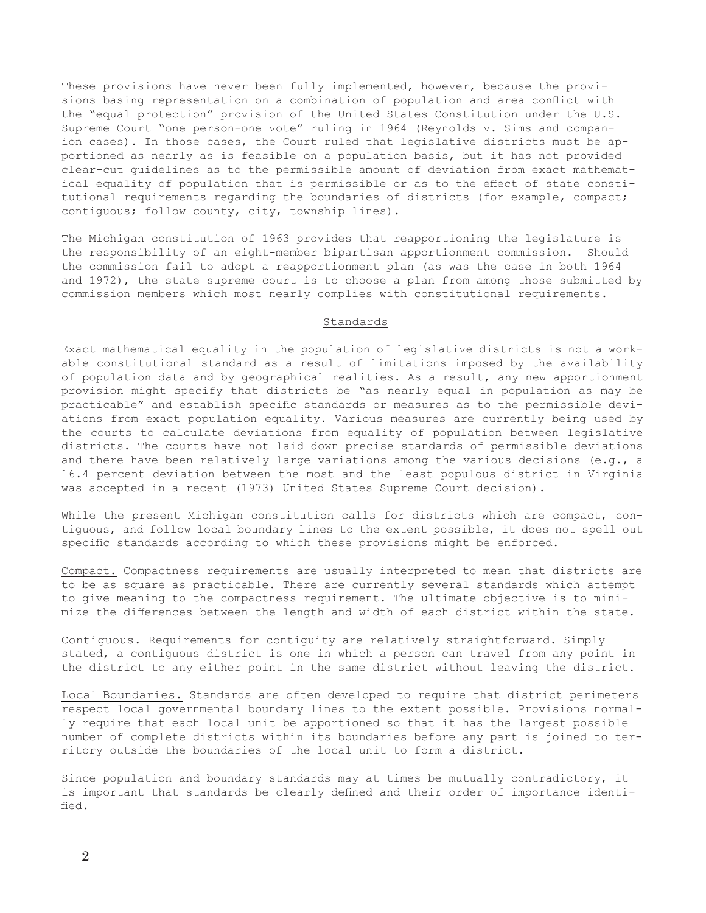These provisions have never been fully implemented, however, because the provisions basing representation on a combination of population and area conflict with the "equal protection" provision of the United States Constitution under the U.S. Supreme Court "one person-one vote" ruling in 1964 (Reynolds v. Sims and companion cases). In those cases, the Court ruled that legislative districts must be apportioned as nearly as is feasible on a population basis, but it has not provided clear-cut guidelines as to the permissible amount of deviation from exact mathematical equality of population that is permissible or as to the effect of state constitutional requirements regarding the boundaries of districts (for example, compact; contiguous; follow county, city, township lines).

The Michigan constitution of 1963 provides that reapportioning the legislature is the responsibility of an eight-member bipartisan apportionment commission. Should the commission fail to adopt a reapportionment plan (as was the case in both 1964 and 1972), the state supreme court is to choose a plan from among those submitted by commission members which most nearly complies with constitutional requirements.

## Standards

Exact mathematical equality in the population of legislative districts is not a workable constitutional standard as a result of limitations imposed by the availability of population data and by geographical realities. As a result, any new apportionment provision might specify that districts be "as nearly equal in population as may be practicable" and establish specific standards or measures as to the permissible deviations from exact population equality. Various measures are currently being used by the courts to calculate deviations from equality of population between legislative districts. The courts have not laid down precise standards of permissible deviations and there have been relatively large variations among the various decisions (e.g., a 16.4 percent deviation between the most and the least populous district in Virginia was accepted in a recent (1973) United States Supreme Court decision).

While the present Michigan constitution calls for districts which are compact, contiguous, and follow local boundary lines to the extent possible, it does not spell out specific standards according to which these provisions might be enforced.

Compact. Compactness requirements are usually interpreted to mean that districts are to be as square as practicable. There are currently several standards which attempt to give meaning to the compactness requirement. The ultimate objective is to minimize the differences between the length and width of each district within the state.

Contiguous. Requirements for contiguity are relatively straightforward. Simply stated, a contiguous district is one in which a person can travel from any point in the district to any either point in the same district without leaving the district.

Local Boundaries. Standards are often developed to require that district perimeters respect local governmental boundary lines to the extent possible. Provisions normally require that each local unit be apportioned so that it has the largest possible number of complete districts within its boundaries before any part is joined to territory outside the boundaries of the local unit to form a district.

Since population and boundary standards may at times be mutually contradictory, it is important that standards be clearly defined and their order of importance identified.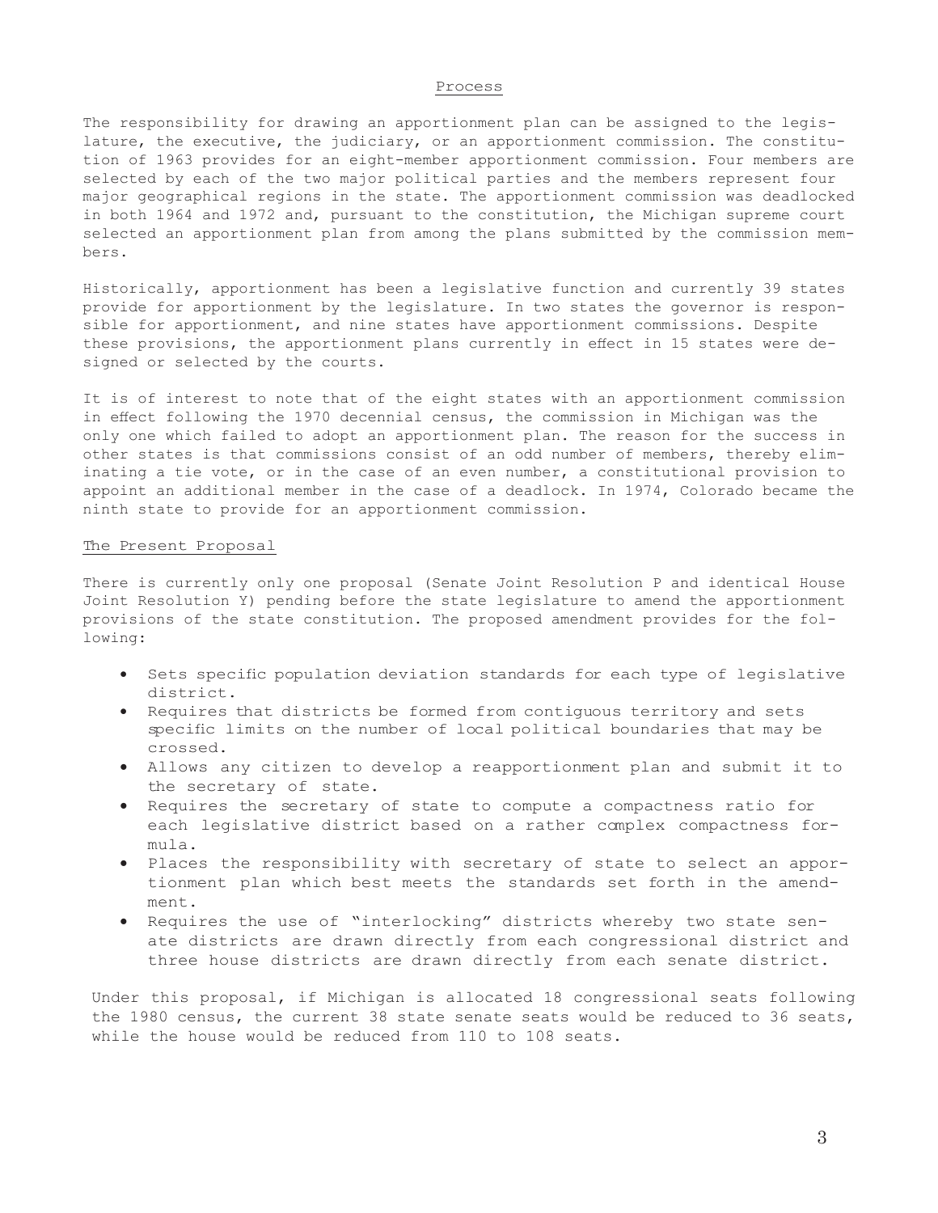## Process

The responsibility for drawing an apportionment plan can be assigned to the legislature, the executive, the judiciary, or an apportionment commission. The constitution of 1963 provides for an eight-member apportionment commission. Four members are selected by each of the two major political parties and the members represent four major geographical regions in the state. The apportionment commission was deadlocked in both 1964 and 1972 and, pursuant to the constitution, the Michigan supreme court selected an apportionment plan from among the plans submitted by the commission members.

Historically, apportionment has been a legislative function and currently 39 states provide for apportionment by the legislature. In two states the governor is responsible for apportionment, and nine states have apportionment commissions. Despite these provisions, the apportionment plans currently in effect in 15 states were designed or selected by the courts.

It is of interest to note that of the eight states with an apportionment commission in effect following the 1970 decennial census, the commission in Michigan was the only one which failed to adopt an apportionment plan. The reason for the success in other states is that commissions consist of an odd number of members, thereby eliminating a tie vote, or in the case of an even number, a constitutional provision to appoint an additional member in the case of a deadlock. In 1974, Colorado became the ninth state to provide for an apportionment commission.

## The Present Proposal

There is currently only one proposal (Senate Joint Resolution P and identical House Joint Resolution Y) pending before the state legislature to amend the apportionment provisions of the state constitution. The proposed amendment provides for the following:

- Sets specific population deviation standards for each type of legislative district.
- Requires that districts be formed from contiguous territory and sets specific limits on the number of local political boundaries that may be crossed.
- Allows any citizen to develop a reapportionment plan and submit it to the secretary of state.
- Requires the secretary of state to compute a compactness ratio for each legislative district based on a rather complex compactness formula.
- Places the responsibility with secretary of state to select an apportionment plan which best meets the standards set forth in the amendment.
- Requires the use of "interlocking" districts whereby two state senate districts are drawn directly from each congressional district and three house districts are drawn directly from each senate district.

Under this proposal, if Michigan is allocated 18 congressional seats following the 1980 census, the current 38 state senate seats would be reduced to 36 seats, while the house would be reduced from 110 to 108 seats.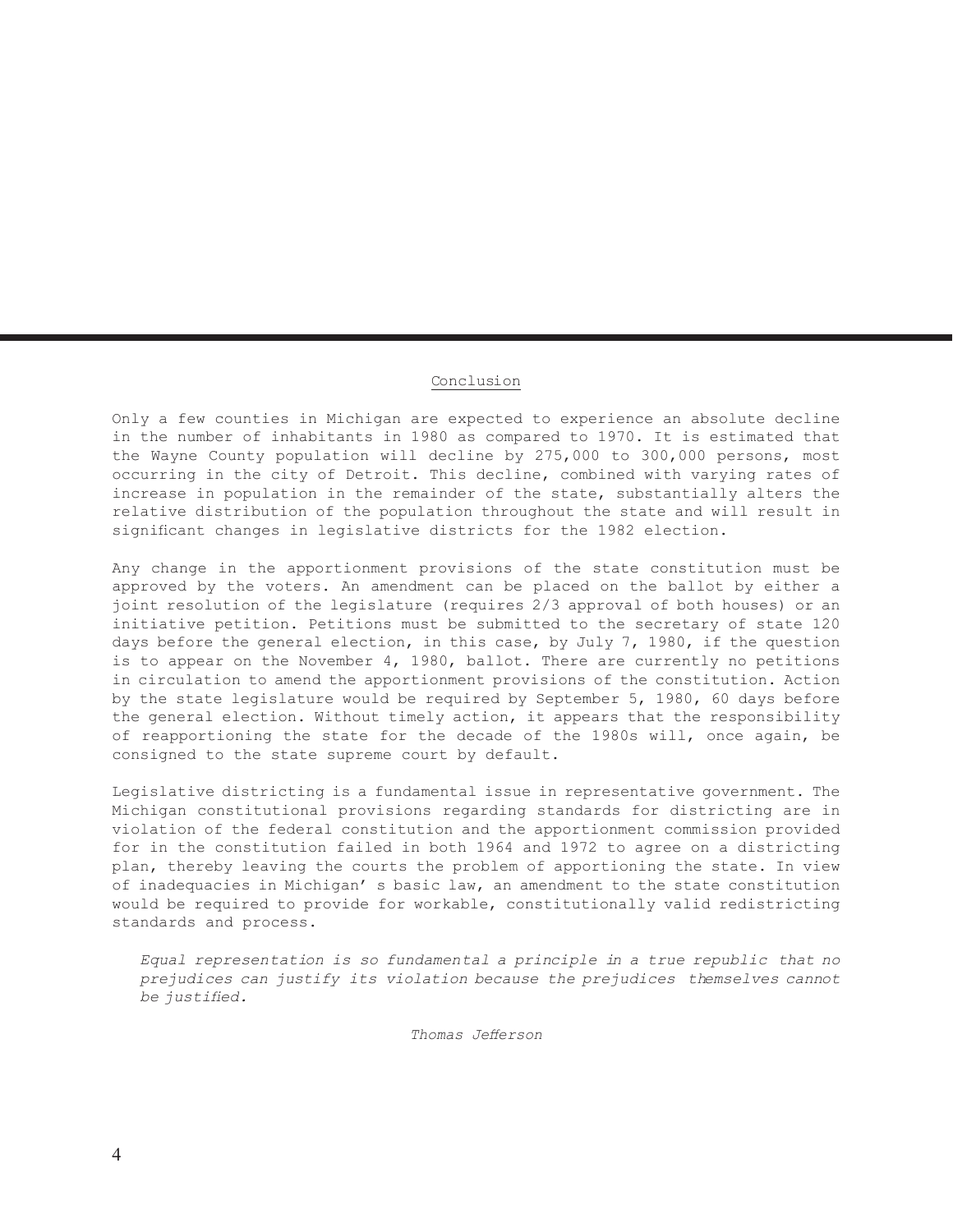## Conclusion

Only a few counties in Michigan are expected to experience an absolute decline in the number of inhabitants in 1980 as compared to 1970. It is estimated that the Wayne County population will decline by 275,000 to 300,000 persons, most occurring in the city of Detroit. This decline, combined with varying rates of increase in population in the remainder of the state, substantially alters the relative distribution of the population throughout the state and will result in significant changes in legislative districts for the 1982 election.

Any change in the apportionment provisions of the state constitution must be approved by the voters. An amendment can be placed on the ballot by either a joint resolution of the legislature (requires 2/3 approval of both houses) or an initiative petition. Petitions must be submitted to the secretary of state 120 days before the general election, in this case, by July 7, 1980, if the question is to appear on the November 4, 1980, ballot. There are currently no petitions in circulation to amend the apportionment provisions of the constitution. Action by the state legislature would be required by September 5, 1980, 60 days before the general election. Without timely action, it appears that the responsibility of reapportioning the state for the decade of the 1980s will, once again, be consigned to the state supreme court by default.

Legislative districting is a fundamental issue in representative government. The Michigan constitutional provisions regarding standards for districting are in violation of the federal constitution and the apportionment commission provided for in the constitution failed in both 1964 and 1972 to agree on a districting plan, thereby leaving the courts the problem of apportioning the state. In view of inadequacies in Michigan's basic law, an amendment to the state constitution would be required to provide for workable, constitutionally valid redistricting standards and process.

> *Equal representation is so fundamental a principle in a true republic that no prejudices can justify its violation because the prejudices themselves cannot be justified.*
>
> *Thomas Jefferson*